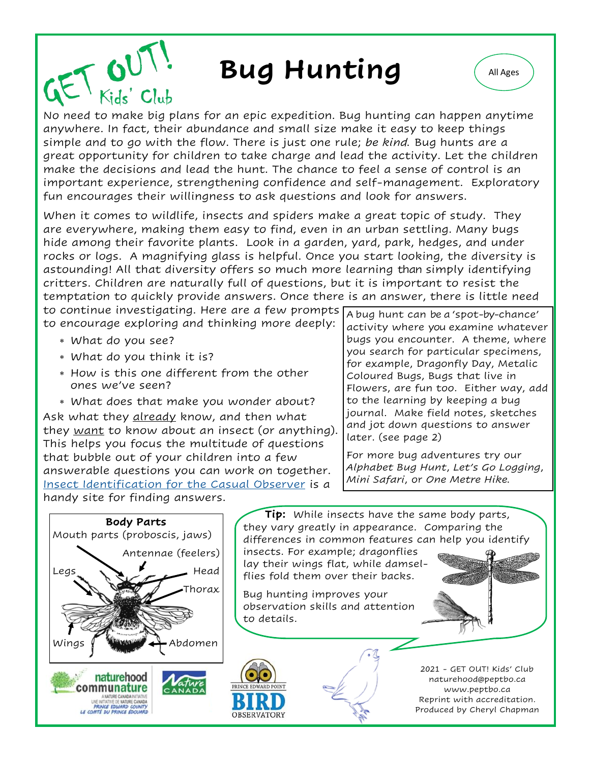GET OUT! Kids' Club

# Bug Hunting

All Ages

No need to make big plans for an epic expedition. Bug hunting can happen anytime anywhere. In fact, their abundance and small size make it easy to keep things simple and to go with the flow. There is just one rule; *be kind*. Bug hunts are a great opportunity for children to take charge and lead the activity. Let the children make the decisions and lead the hunt. The chance to feel a sense of control is an important experience, strengthening confidence and self-management. Exploratory fun encourages their willingness to ask questions and look for answers.

When it comes to wildlife, insects and spiders make a great topic of study. They are everywhere, making them easy to find, even in an urban settling. Many bugs hide among their favorite plants. Look in a garden, yard, park, hedges, and under rocks or logs. A magnifying glass is helpful. Once you start looking, the diversity is astounding! All that diversity offers so much more learning than simply identifying critters. Children are naturally full of questions, but it is important to resist the temptation to quickly provide answers. Once there is an answer, there is little need to continue investigating. Here are a few prompts to encourage exploring and thinking more deeply:

- What do you see?
- What do you think it is?
- How is this one different from the other ones we've seen?
- What does that make you wonder about?

Ask what they already know, and then what they want to know about an insect (or anything). This helps you focus the multitude of questions that bubble out of your children into a few answerable questions you can work on together. [Insect Identification for the Casual Observer] is a handy site for finding answers.

A bug hunt can be a 'spot-by-chance' activity where you examine whatever bugs you encounter. A theme, where you search for particular specimens, for example, Dragonfly Day, Metalic Coloured Bugs, Bugs that live in Flowers, are fun too. Either way, add to the learning by keeping a bug journal. Make field notes, sketches and jot down questions to answer later. (see page 2)

For more bug adventures try our *Alphabet Bug Hunt*, *Let's Go Logging*, *Mini Safari*, or *One Metre Hike*.

**Body Parts**

Mouth parts (proboscis, jaws)
Antennae (feelers)
Legs
Head
Thorax
Wings
Abdomen

**Tip:** While insects have the same body parts, they vary greatly in appearance. Comparing the differences in common features can help you identify insects. For example; dragonflies lay their wings flat, while damselflies fold them over their backs.

Bug hunting improves your observation skills and attention to details.

2021 - GET OUT! Kids' Club
naturehood@peptbo.ca
www.peptbo.ca
Reprint with accreditation.
Produced by Cheryl Chapman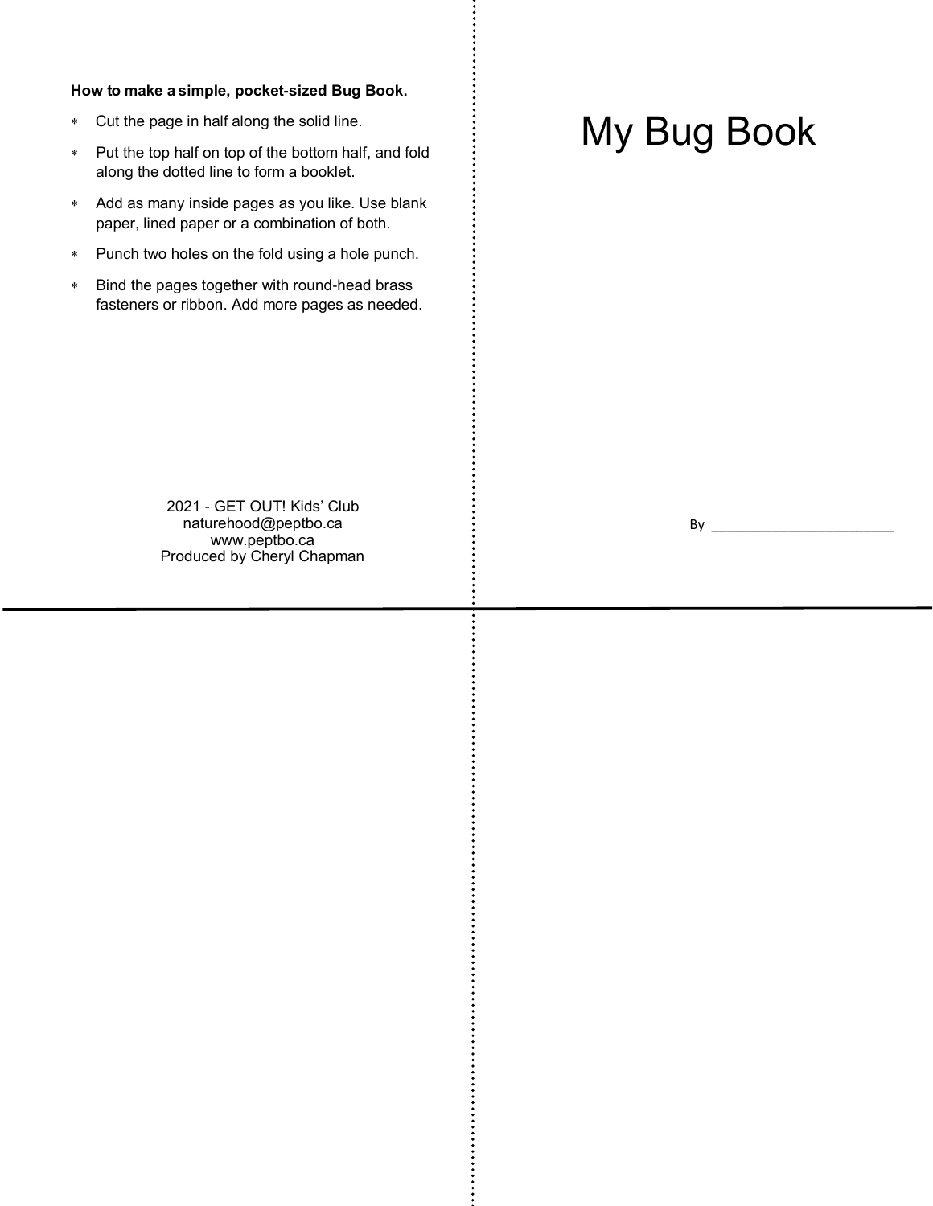**How to make a simple, pocket-sized Bug Book.**

- Cut the page in half along the solid line.
- Put the top half on top of the bottom half, and fold along the dotted line to form a booklet.
- Add as many inside pages as you like. Use blank paper, lined paper or a combination of both.
- Punch two holes on the fold using a hole punch.
- Bind the pages together with round-head brass fasteners or ribbon. Add more pages as needed.

2021 - GET OUT! Kids' Club
naturehood@peptbo.ca
www.peptbo.ca
Produced by Cheryl Chapman

# My Bug Book

By ________________________